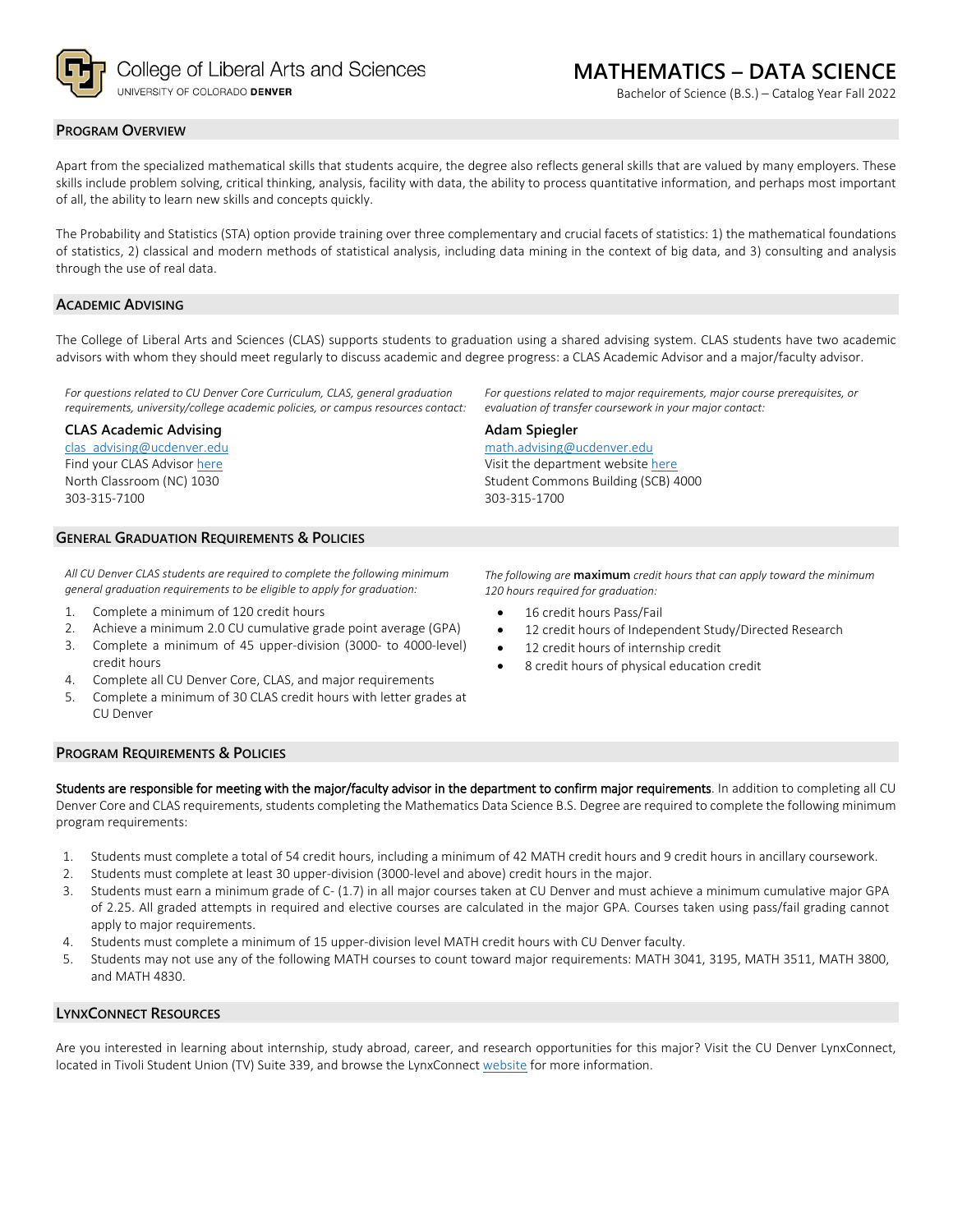College of Liberal Arts and Sciences
UNIVERSITY OF COLORADO **DENVER**

# MATHEMATICS – DATA SCIENCE

Bachelor of Science (B.S.) – Catalog Year Fall 2022

## PROGRAM OVERVIEW

Apart from the specialized mathematical skills that students acquire, the degree also reflects general skills that are valued by many employers. These skills include problem solving, critical thinking, analysis, facility with data, the ability to process quantitative information, and perhaps most important of all, the ability to learn new skills and concepts quickly.

The Probability and Statistics (STA) option provide training over three complementary and crucial facets of statistics: 1) the mathematical foundations of statistics, 2) classical and modern methods of statistical analysis, including data mining in the context of big data, and 3) consulting and analysis through the use of real data.

## ACADEMIC ADVISING

The College of Liberal Arts and Sciences (CLAS) supports students to graduation using a shared advising system. CLAS students have two academic advisors with whom they should meet regularly to discuss academic and degree progress: a CLAS Academic Advisor and a major/faculty advisor.

*For questions related to CU Denver Core Curriculum, CLAS, general graduation requirements, university/college academic policies, or campus resources contact:*

**CLAS Academic Advising**
clas_advising@ucdenver.edu
Find your CLAS Advisor here
North Classroom (NC) 1030
303-315-7100

*For questions related to major requirements, major course prerequisites, or evaluation of transfer coursework in your major contact:*

**Adam Spiegler**
math.advising@ucdenver.edu
Visit the department website here
Student Commons Building (SCB) 4000
303-315-1700

## GENERAL GRADUATION REQUIREMENTS & POLICIES

*All CU Denver CLAS students are required to complete the following minimum general graduation requirements to be eligible to apply for graduation:*

1. Complete a minimum of 120 credit hours
2. Achieve a minimum 2.0 CU cumulative grade point average (GPA)
3. Complete a minimum of 45 upper-division (3000- to 4000-level) credit hours
4. Complete all CU Denver Core, CLAS, and major requirements
5. Complete a minimum of 30 CLAS credit hours with letter grades at CU Denver

*The following are* **maximum** *credit hours that can apply toward the minimum 120 hours required for graduation:*

- 16 credit hours Pass/Fail
- 12 credit hours of Independent Study/Directed Research
- 12 credit hours of internship credit
- 8 credit hours of physical education credit

## PROGRAM REQUIREMENTS & POLICIES

**Students are responsible for meeting with the major/faculty advisor in the department to confirm major requirements**. In addition to completing all CU Denver Core and CLAS requirements, students completing the Mathematics Data Science B.S. Degree are required to complete the following minimum program requirements:

1. Students must complete a total of 54 credit hours, including a minimum of 42 MATH credit hours and 9 credit hours in ancillary coursework.
2. Students must complete at least 30 upper-division (3000-level and above) credit hours in the major.
3. Students must earn a minimum grade of C- (1.7) in all major courses taken at CU Denver and must achieve a minimum cumulative major GPA of 2.25. All graded attempts in required and elective courses are calculated in the major GPA. Courses taken using pass/fail grading cannot apply to major requirements.
4. Students must complete a minimum of 15 upper-division level MATH credit hours with CU Denver faculty.
5. Students may not use any of the following MATH courses to count toward major requirements: MATH 3041, 3195, MATH 3511, MATH 3800, and MATH 4830.

## LYNXCONNECT RESOURCES

Are you interested in learning about internship, study abroad, career, and research opportunities for this major? Visit the CU Denver LynxConnect, located in Tivoli Student Union (TV) Suite 339, and browse the LynxConnect website for more information.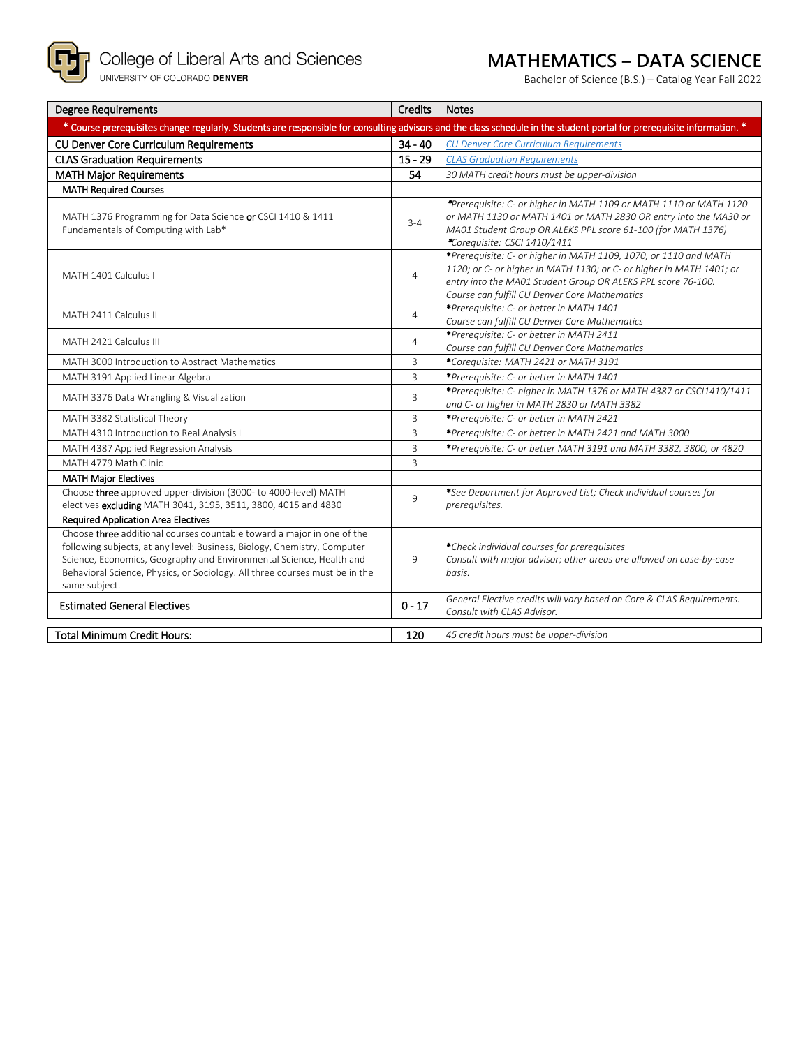College of Liberal Arts and Sciences
UNIVERSITY OF COLORADO **DENVER**

# MATHEMATICS – DATA SCIENCE

Bachelor of Science (B.S.) – Catalog Year Fall 2022

| Degree Requirements | Credits | Notes |
|---|---|---|
| * Course prerequisites change regularly. Students are responsible for consulting advisors and the class schedule in the student portal for prerequisite information. * | | |
| CU Denver Core Curriculum Requirements | 34 - 40 | *CU Denver Core Curriculum Requirements* |
| CLAS Graduation Requirements | 15 - 29 | *CLAS Graduation Requirements* |
| MATH Major Requirements | 54 | *30 MATH credit hours must be upper-division* |
| **MATH Required Courses** | | |
| MATH 1376 Programming for Data Science **or** CSCI 1410 & 1411 Fundamentals of Computing with Lab* | 3-4 | *\*Prerequisite: C- or higher in MATH 1109 or MATH 1110 or MATH 1120 or MATH 1130 or MATH 1401 or MATH 2830 OR entry into the MA30 or MA01 Student Group OR ALEKS PPL score 61-100 (for MATH 1376) \*Corequisite: CSCI 1410/1411* |
| MATH 1401 Calculus I | 4 | *\*Prerequisite: C- or higher in MATH 1109, 1070, or 1110 and MATH 1120; or C- or higher in MATH 1130; or C- or higher in MATH 1401; or entry into the MA01 Student Group OR ALEKS PPL score 76-100. Course can fulfill CU Denver Core Mathematics* |
| MATH 2411 Calculus II | 4 | *\*Prerequisite: C- or better in MATH 1401 Course can fulfill CU Denver Core Mathematics* |
| MATH 2421 Calculus III | 4 | *\*Prerequisite: C- or better in MATH 2411 Course can fulfill CU Denver Core Mathematics* |
| MATH 3000 Introduction to Abstract Mathematics | 3 | *\*Corequisite: MATH 2421 or MATH 3191* |
| MATH 3191 Applied Linear Algebra | 3 | *\*Prerequisite: C- or better in MATH 1401* |
| MATH 3376 Data Wrangling & Visualization | 3 | *\*Prerequisite: C- higher in MATH 1376 or MATH 4387 or CSCI1410/1411 and C- or higher in MATH 2830 or MATH 3382* |
| MATH 3382 Statistical Theory | 3 | *\*Prerequisite: C- or better in MATH 2421* |
| MATH 4310 Introduction to Real Analysis I | 3 | *\*Prerequisite: C- or better in MATH 2421 and MATH 3000* |
| MATH 4387 Applied Regression Analysis | 3 | *\*Prerequisite: C- or better MATH 3191 and MATH 3382, 3800, or 4820* |
| MATH 4779 Math Clinic | 3 | |
| **MATH Major Electives** | | |
| Choose **three** approved upper-division (3000- to 4000-level) MATH electives **excluding** MATH 3041, 3195, 3511, 3800, 4015 and 4830 | 9 | *\*See Department for Approved List; Check individual courses for prerequisites.* |
| **Required Application Area Electives** | | |
| Choose **three** additional courses countable toward a major in one of the following subjects, at any level: Business, Biology, Chemistry, Computer Science, Economics, Geography and Environmental Science, Health and Behavioral Science, Physics, or Sociology. All three courses must be in the same subject. | 9 | *\*Check individual courses for prerequisites Consult with major advisor; other areas are allowed on case-by-case basis.* |
| Estimated General Electives | 0 - 17 | *General Elective credits will vary based on Core & CLAS Requirements. Consult with CLAS Advisor.* |
| **Total Minimum Credit Hours:** | **120** | *45 credit hours must be upper-division* |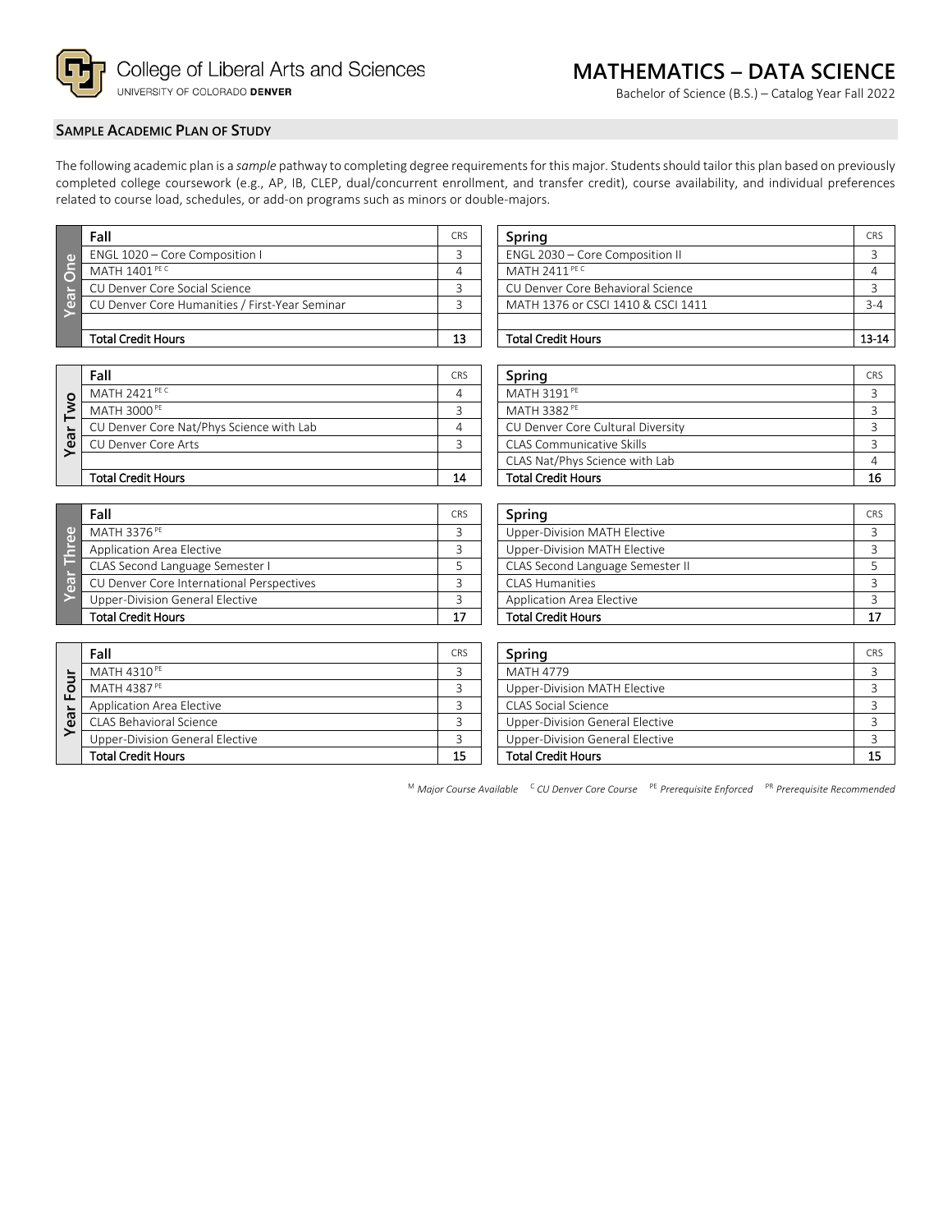College of Liberal Arts and Sciences
UNIVERSITY OF COLORADO **DENVER**

# MATHEMATICS – DATA SCIENCE

Bachelor of Science (B.S.) – Catalog Year Fall 2022

## Sample Academic Plan of Study

The following academic plan is a *sample* pathway to completing degree requirements for this major. Students should tailor this plan based on previously completed college coursework (e.g., AP, IB, CLEP, dual/concurrent enrollment, and transfer credit), course availability, and individual preferences related to course load, schedules, or add-on programs such as minors or double-majors.

### Year One

| Fall | CRS | Spring | CRS |
|---|---|---|---|
| ENGL 1020 – Core Composition I | 3 | ENGL 2030 – Core Composition II | 3 |
| MATH 1401 PE C | 4 | MATH 2411 PE C | 4 |
| CU Denver Core Social Science | 3 | CU Denver Core Behavioral Science | 3 |
| CU Denver Core Humanities / First-Year Seminar | 3 | MATH 1376 or CSCI 1410 & CSCI 1411 | 3-4 |
| | | | |
| **Total Credit Hours** | **13** | **Total Credit Hours** | **13-14** |

### Year Two

| Fall | CRS | Spring | CRS |
|---|---|---|---|
| MATH 2421 PE C | 4 | MATH 3191 PE | 3 |
| MATH 3000 PE | 3 | MATH 3382 PE | 3 |
| CU Denver Core Nat/Phys Science with Lab | 4 | CU Denver Core Cultural Diversity | 3 |
| CU Denver Core Arts | 3 | CLAS Communicative Skills | 3 |
| | | CLAS Nat/Phys Science with Lab | 4 |
| **Total Credit Hours** | **14** | **Total Credit Hours** | **16** |

### Year Three

| Fall | CRS | Spring | CRS |
|---|---|---|---|
| MATH 3376 PE | 3 | Upper-Division MATH Elective | 3 |
| Application Area Elective | 3 | Upper-Division MATH Elective | 3 |
| CLAS Second Language Semester I | 5 | CLAS Second Language Semester II | 5 |
| CU Denver Core International Perspectives | 3 | CLAS Humanities | 3 |
| Upper-Division General Elective | 3 | Application Area Elective | 3 |
| **Total Credit Hours** | **17** | **Total Credit Hours** | **17** |

### Year Four

| Fall | CRS | Spring | CRS |
|---|---|---|---|
| MATH 4310 PE | 3 | MATH 4779 | 3 |
| MATH 4387 PE | 3 | Upper-Division MATH Elective | 3 |
| Application Area Elective | 3 | CLAS Social Science | 3 |
| CLAS Behavioral Science | 3 | Upper-Division General Elective | 3 |
| Upper-Division General Elective | 3 | Upper-Division General Elective | 3 |
| **Total Credit Hours** | **15** | **Total Credit Hours** | **15** |

M *Major Course Available* C *CU Denver Core Course* PE *Prerequisite Enforced* PR *Prerequisite Recommended*